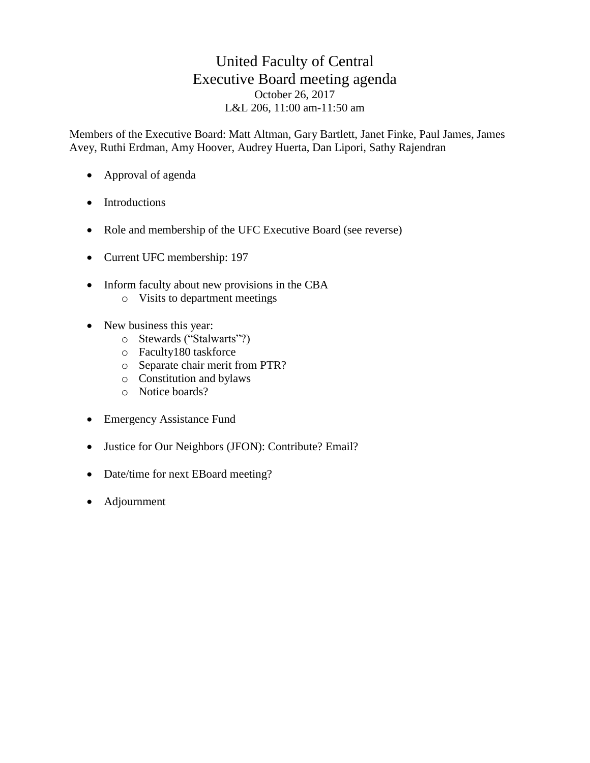# United Faculty of Central
## Executive Board meeting agenda

October 26, 2017
L&L 206, 11:00 am-11:50 am

Members of the Executive Board: Matt Altman, Gary Bartlett, Janet Finke, Paul James, James Avey, Ruthi Erdman, Amy Hoover, Audrey Huerta, Dan Lipori, Sathy Rajendran

- Approval of agenda
- Introductions
- Role and membership of the UFC Executive Board (see reverse)
- Current UFC membership: 197
- Inform faculty about new provisions in the CBA
    - Visits to department meetings
- New business this year:
    - Stewards ("Stalwarts"?)
    - Faculty180 taskforce
    - Separate chair merit from PTR?
    - Constitution and bylaws
    - Notice boards?
- Emergency Assistance Fund
- Justice for Our Neighbors (JFON): Contribute? Email?
- Date/time for next EBoard meeting?
- Adjournment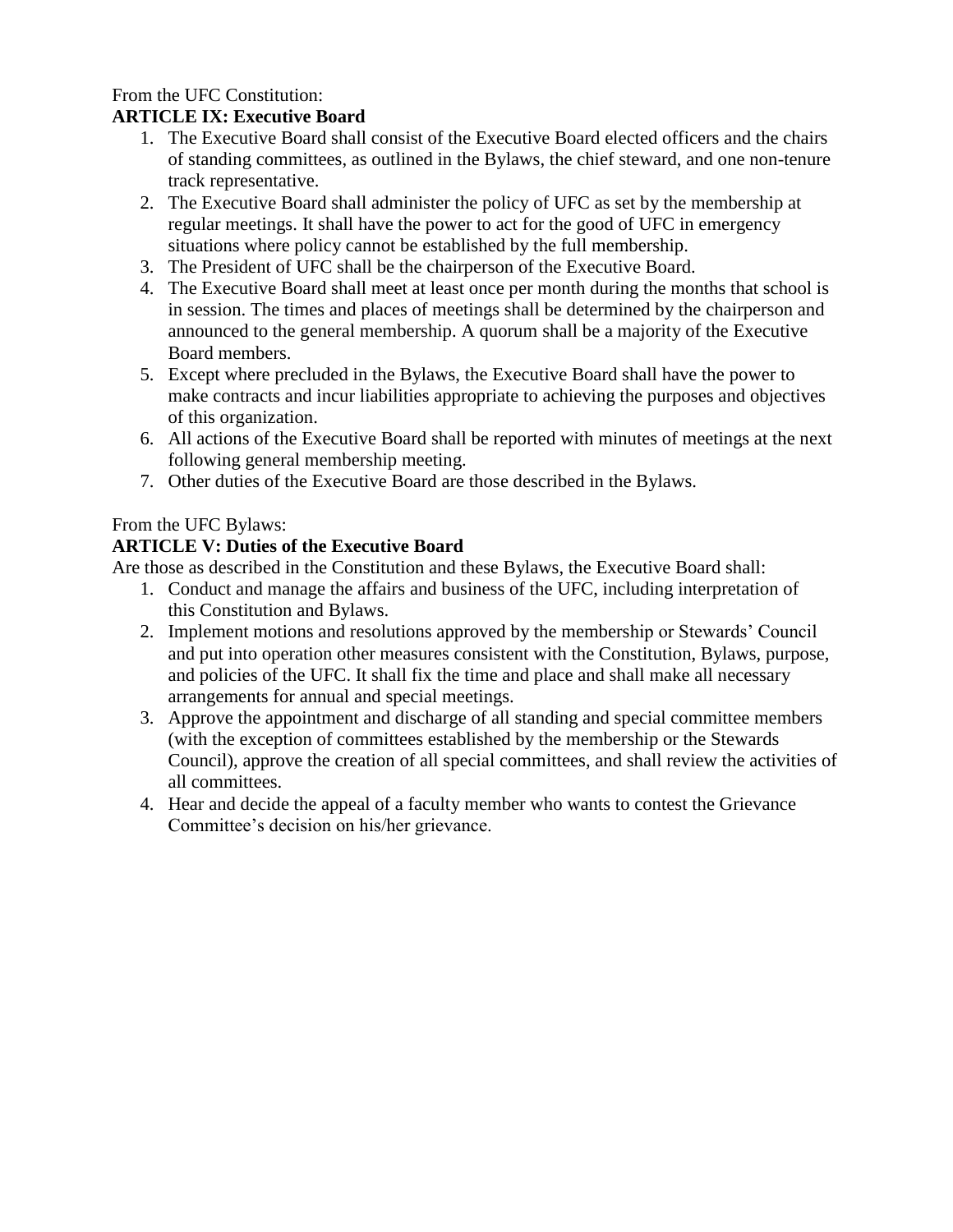From the UFC Constitution:

**ARTICLE IX: Executive Board**

1. The Executive Board shall consist of the Executive Board elected officers and the chairs of standing committees, as outlined in the Bylaws, the chief steward, and one non-tenure track representative.
2. The Executive Board shall administer the policy of UFC as set by the membership at regular meetings. It shall have the power to act for the good of UFC in emergency situations where policy cannot be established by the full membership.
3. The President of UFC shall be the chairperson of the Executive Board.
4. The Executive Board shall meet at least once per month during the months that school is in session. The times and places of meetings shall be determined by the chairperson and announced to the general membership. A quorum shall be a majority of the Executive Board members.
5. Except where precluded in the Bylaws, the Executive Board shall have the power to make contracts and incur liabilities appropriate to achieving the purposes and objectives of this organization.
6. All actions of the Executive Board shall be reported with minutes of meetings at the next following general membership meeting.
7. Other duties of the Executive Board are those described in the Bylaws.

From the UFC Bylaws:

**ARTICLE V: Duties of the Executive Board**

Are those as described in the Constitution and these Bylaws, the Executive Board shall:

1. Conduct and manage the affairs and business of the UFC, including interpretation of this Constitution and Bylaws.
2. Implement motions and resolutions approved by the membership or Stewards' Council and put into operation other measures consistent with the Constitution, Bylaws, purpose, and policies of the UFC. It shall fix the time and place and shall make all necessary arrangements for annual and special meetings.
3. Approve the appointment and discharge of all standing and special committee members (with the exception of committees established by the membership or the Stewards Council), approve the creation of all special committees, and shall review the activities of all committees.
4. Hear and decide the appeal of a faculty member who wants to contest the Grievance Committee's decision on his/her grievance.